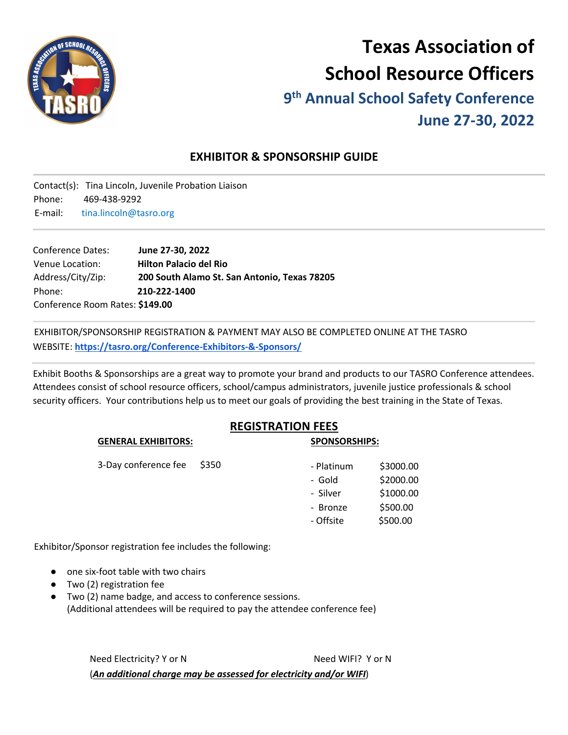# Texas Association of School Resource Officers

## 9th Annual School Safety Conference

## June 27-30, 2022

### EXHIBITOR & SPONSORSHIP GUIDE

Contact(s): Tina Lincoln, Juvenile Probation Liaison
Phone: 469-438-9292
E-mail: tina.lincoln@tasro.org

Conference Dates: **June 27-30, 2022**
Venue Location: **Hilton Palacio del Rio**
Address/City/Zip: **200 South Alamo St. San Antonio, Texas 78205**
Phone: **210-222-1400**
Conference Room Rates: **$149.00**

EXHIBITOR/SPONSORSHIP REGISTRATION & PAYMENT MAY ALSO BE COMPLETED ONLINE AT THE TASRO WEBSITE: **https://tasro.org/Conference-Exhibitors-&-Sponsors/**

Exhibit Booths & Sponsorships are a great way to promote your brand and products to our TASRO Conference attendees. Attendees consist of school resource officers, school/campus administrators, juvenile justice professionals & school security officers. Your contributions help us to meet our goals of providing the best training in the State of Texas.

### REGISTRATION FEES

**GENERAL EXHIBITORS:**

3-Day conference fee $350

**SPONSORSHIPS:**

- Platinum $3000.00
- Gold $2000.00
- Silver $1000.00
- Bronze $500.00
- Offsite $500.00

Exhibitor/Sponsor registration fee includes the following:

- one six-foot table with two chairs
- Two (2) registration fee
- Two (2) name badge, and access to conference sessions.
  (Additional attendees will be required to pay the attendee conference fee)

Need Electricity? Y or N    Need WIFI? Y or N

(***An additional charge may be assessed for electricity and/or WIFI***)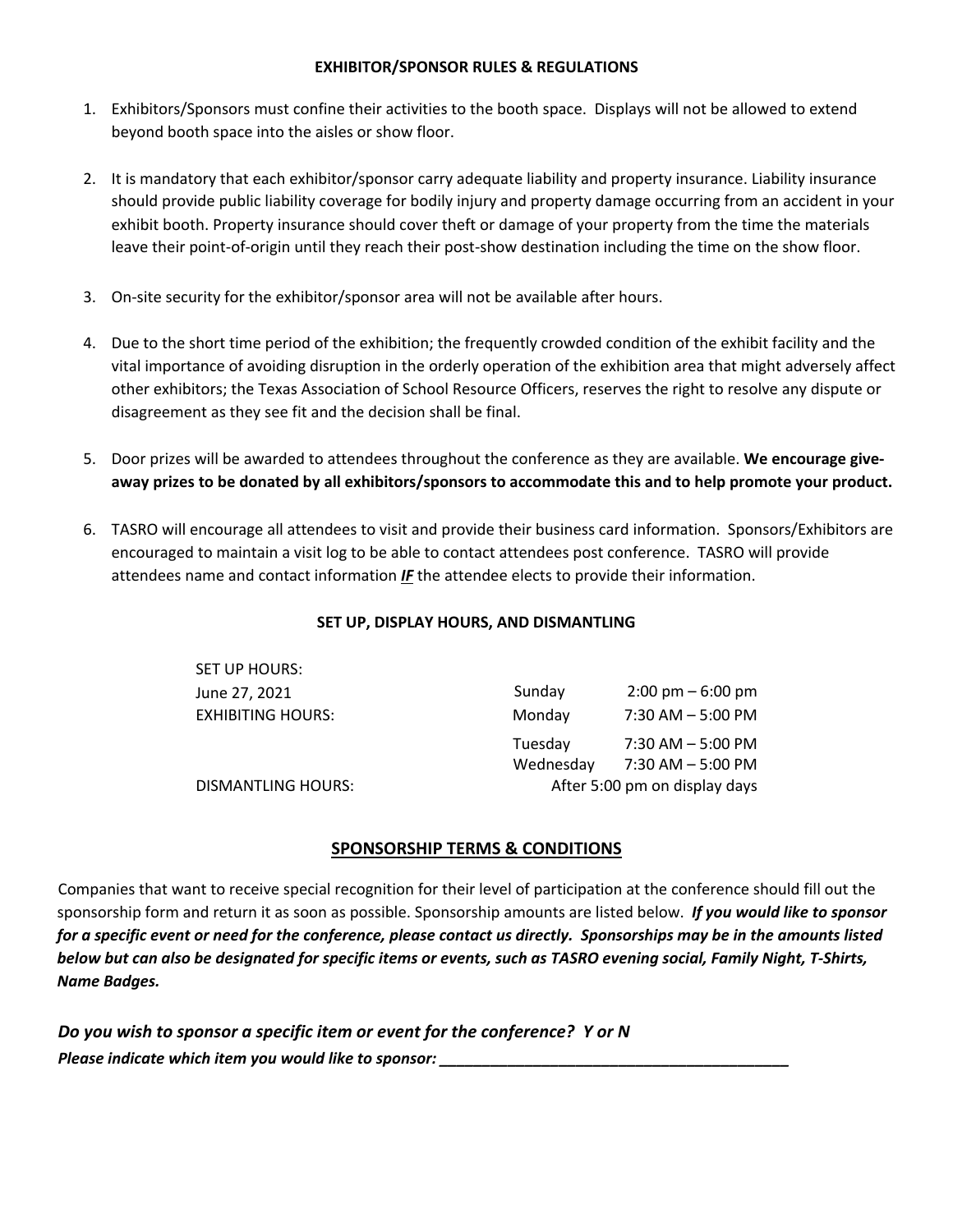## EXHIBITOR/SPONSOR RULES & REGULATIONS

1. Exhibitors/Sponsors must confine their activities to the booth space. Displays will not be allowed to extend beyond booth space into the aisles or show floor.

2. It is mandatory that each exhibitor/sponsor carry adequate liability and property insurance. Liability insurance should provide public liability coverage for bodily injury and property damage occurring from an accident in your exhibit booth. Property insurance should cover theft or damage of your property from the time the materials leave their point-of-origin until they reach their post-show destination including the time on the show floor.

3. On-site security for the exhibitor/sponsor area will not be available after hours.

4. Due to the short time period of the exhibition; the frequently crowded condition of the exhibit facility and the vital importance of avoiding disruption in the orderly operation of the exhibition area that might adversely affect other exhibitors; the Texas Association of School Resource Officers, reserves the right to resolve any dispute or disagreement as they see fit and the decision shall be final.

5. Door prizes will be awarded to attendees throughout the conference as they are available. **We encourage give-away prizes to be donated by all exhibitors/sponsors to accommodate this and to help promote your product.**

6. TASRO will encourage all attendees to visit and provide their business card information. Sponsors/Exhibitors are encouraged to maintain a visit log to be able to contact attendees post conference. TASRO will provide attendees name and contact information ***IF*** the attendee elects to provide their information.

## SET UP, DISPLAY HOURS, AND DISMANTLING

| | | |
|---|---|---|
| SET UP HOURS: | | |
| June 27, 2021 | Sunday | 2:00 pm – 6:00 pm |
| EXHIBITING HOURS: | Monday | 7:30 AM – 5:00 PM |
| | Tuesday | 7:30 AM – 5:00 PM |
| | Wednesday | 7:30 AM – 5:00 PM |
| DISMANTLING HOURS: | After 5:00 pm on display days | |

## SPONSORSHIP TERMS & CONDITIONS

Companies that want to receive special recognition for their level of participation at the conference should fill out the sponsorship form and return it as soon as possible. Sponsorship amounts are listed below. ***If you would like to sponsor for a specific event or need for the conference, please contact us directly. Sponsorships may be in the amounts listed below but can also be designated for specific items or events, such as TASRO evening social, Family Night, T-Shirts, Name Badges.***

***Do you wish to sponsor a specific item or event for the conference? Y or N***

***Please indicate which item you would like to sponsor: ________________________________________***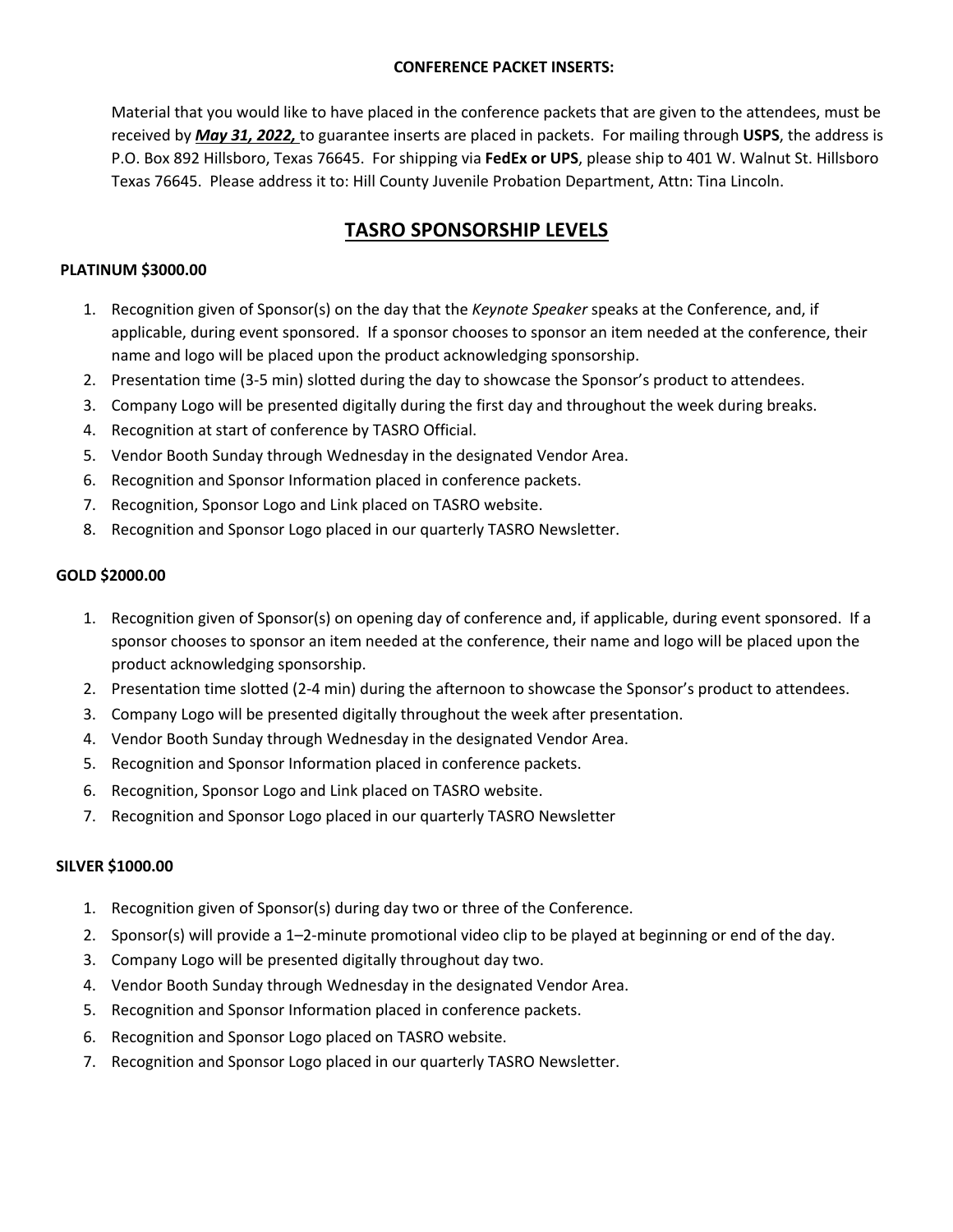**CONFERENCE PACKET INSERTS:**

Material that you would like to have placed in the conference packets that are given to the attendees, must be received by ***May 31, 2022,*** to guarantee inserts are placed in packets. For mailing through **USPS**, the address is P.O. Box 892 Hillsboro, Texas 76645. For shipping via **FedEx or UPS**, please ship to 401 W. Walnut St. Hillsboro Texas 76645. Please address it to: Hill County Juvenile Probation Department, Attn: Tina Lincoln.

## TASRO SPONSORSHIP LEVELS

**PLATINUM $3000.00**

1. Recognition given of Sponsor(s) on the day that the *Keynote Speaker* speaks at the Conference, and, if applicable, during event sponsored. If a sponsor chooses to sponsor an item needed at the conference, their name and logo will be placed upon the product acknowledging sponsorship.
2. Presentation time (3-5 min) slotted during the day to showcase the Sponsor's product to attendees.
3. Company Logo will be presented digitally during the first day and throughout the week during breaks.
4. Recognition at start of conference by TASRO Official.
5. Vendor Booth Sunday through Wednesday in the designated Vendor Area.
6. Recognition and Sponsor Information placed in conference packets.
7. Recognition, Sponsor Logo and Link placed on TASRO website.
8. Recognition and Sponsor Logo placed in our quarterly TASRO Newsletter.

**GOLD $2000.00**

1. Recognition given of Sponsor(s) on opening day of conference and, if applicable, during event sponsored. If a sponsor chooses to sponsor an item needed at the conference, their name and logo will be placed upon the product acknowledging sponsorship.
2. Presentation time slotted (2-4 min) during the afternoon to showcase the Sponsor's product to attendees.
3. Company Logo will be presented digitally throughout the week after presentation.
4. Vendor Booth Sunday through Wednesday in the designated Vendor Area.
5. Recognition and Sponsor Information placed in conference packets.
6. Recognition, Sponsor Logo and Link placed on TASRO website.
7. Recognition and Sponsor Logo placed in our quarterly TASRO Newsletter

**SILVER $1000.00**

1. Recognition given of Sponsor(s) during day two or three of the Conference.
2. Sponsor(s) will provide a 1–2-minute promotional video clip to be played at beginning or end of the day.
3. Company Logo will be presented digitally throughout day two.
4. Vendor Booth Sunday through Wednesday in the designated Vendor Area.
5. Recognition and Sponsor Information placed in conference packets.
6. Recognition and Sponsor Logo placed on TASRO website.
7. Recognition and Sponsor Logo placed in our quarterly TASRO Newsletter.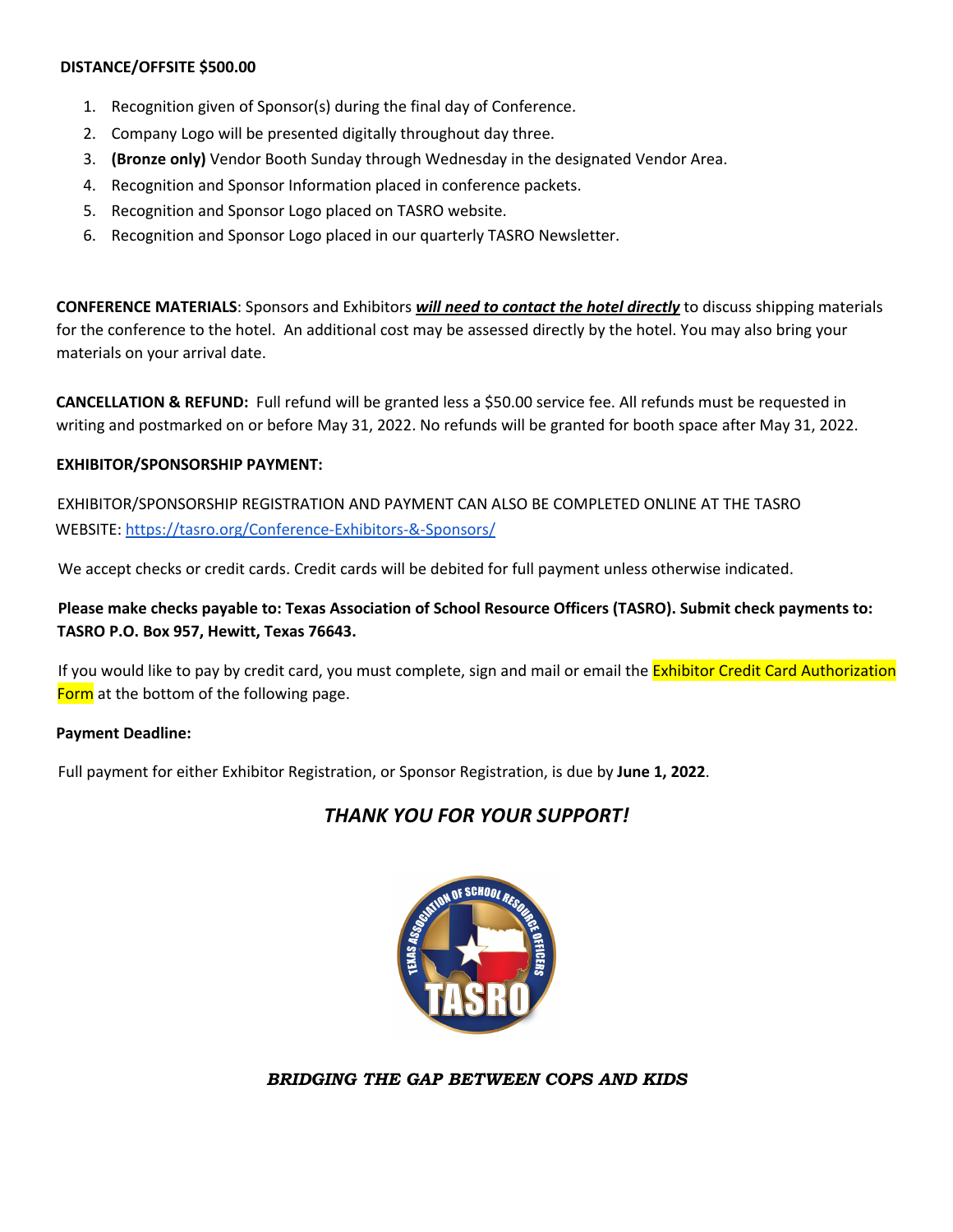**DISTANCE/OFFSITE $500.00**

1. Recognition given of Sponsor(s) during the final day of Conference.
2. Company Logo will be presented digitally throughout day three.
3. **(Bronze only)** Vendor Booth Sunday through Wednesday in the designated Vendor Area.
4. Recognition and Sponsor Information placed in conference packets.
5. Recognition and Sponsor Logo placed on TASRO website.
6. Recognition and Sponsor Logo placed in our quarterly TASRO Newsletter.

**CONFERENCE MATERIALS**: Sponsors and Exhibitors ***will need to contact the hotel directly*** to discuss shipping materials for the conference to the hotel. An additional cost may be assessed directly by the hotel. You may also bring your materials on your arrival date.

**CANCELLATION & REFUND:** Full refund will be granted less a $50.00 service fee. All refunds must be requested in writing and postmarked on or before May 31, 2022. No refunds will be granted for booth space after May 31, 2022.

**EXHIBITOR/SPONSORSHIP PAYMENT:**

EXHIBITOR/SPONSORSHIP REGISTRATION AND PAYMENT CAN ALSO BE COMPLETED ONLINE AT THE TASRO WEBSITE: https://tasro.org/Conference-Exhibitors-&-Sponsors/

We accept checks or credit cards. Credit cards will be debited for full payment unless otherwise indicated.

**Please make checks payable to: Texas Association of School Resource Officers (TASRO). Submit check payments to: TASRO P.O. Box 957, Hewitt, Texas 76643.**

If you would like to pay by credit card, you must complete, sign and mail or email the Exhibitor Credit Card Authorization Form at the bottom of the following page.

**Payment Deadline:**

Full payment for either Exhibitor Registration, or Sponsor Registration, is due by **June 1, 2022**.

***THANK YOU FOR YOUR SUPPORT!***

***BRIDGING THE GAP BETWEEN COPS AND KIDS***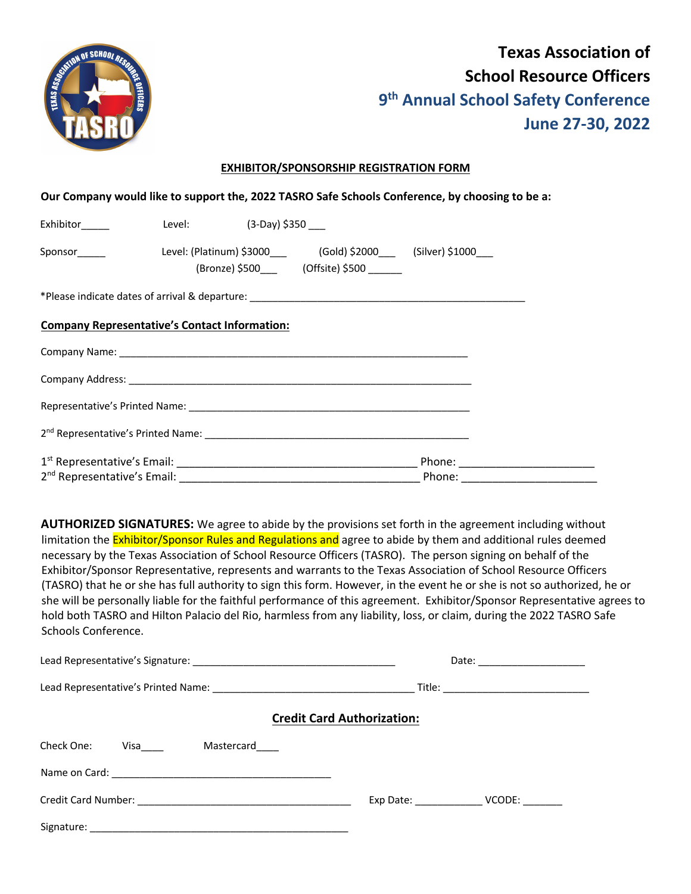# Texas Association of School Resource Officers

## 9th Annual School Safety Conference

## June 27-30, 2022

**EXHIBITOR/SPONSORSHIP REGISTRATION FORM**

**Our Company would like to support the, 2022 TASRO Safe Schools Conference, by choosing to be a:**

Exhibitor_____ Level: (3-Day) $350 ___

Sponsor_____ Level: (Platinum) $3000___ (Gold) $2000___ (Silver) $1000___ (Bronze) $500___ (Offsite) $500 ______

*Please indicate dates of arrival & departure: ______________________________________________

**Company Representative's Contact Information:**

Company Name: ____________________________________________________________

Company Address: __________________________________________________________

Representative's Printed Name: _____________________________________________________

2nd Representative's Printed Name: _________________________________________________

1st Representative's Email: _________________________________________ Phone: _______________________

2nd Representative's Email: _________________________________________ Phone: _______________________

**AUTHORIZED SIGNATURES:** We agree to abide by the provisions set forth in the agreement including without limitation the Exhibitor/Sponsor Rules and Regulations and agree to abide by them and additional rules deemed necessary by the Texas Association of School Resource Officers (TASRO). The person signing on behalf of the Exhibitor/Sponsor Representative, represents and warrants to the Texas Association of School Resource Officers (TASRO) that he or she has full authority to sign this form. However, in the event he or she is not so authorized, he or she will be personally liable for the faithful performance of this agreement. Exhibitor/Sponsor Representative agrees to hold both TASRO and Hilton Palacio del Rio, harmless from any liability, loss, or claim, during the 2022 TASRO Safe Schools Conference.

Lead Representative's Signature: _____________________________________ Date: ___________________

Lead Representative's Printed Name: ___________________________________ Title: _________________________

**Credit Card Authorization:**

Check One: Visa____ Mastercard____

Name on Card: ______________________________________

Credit Card Number: _____________________________________ Exp Date: ____________ VCODE: _______

Signature: _____________________________________________